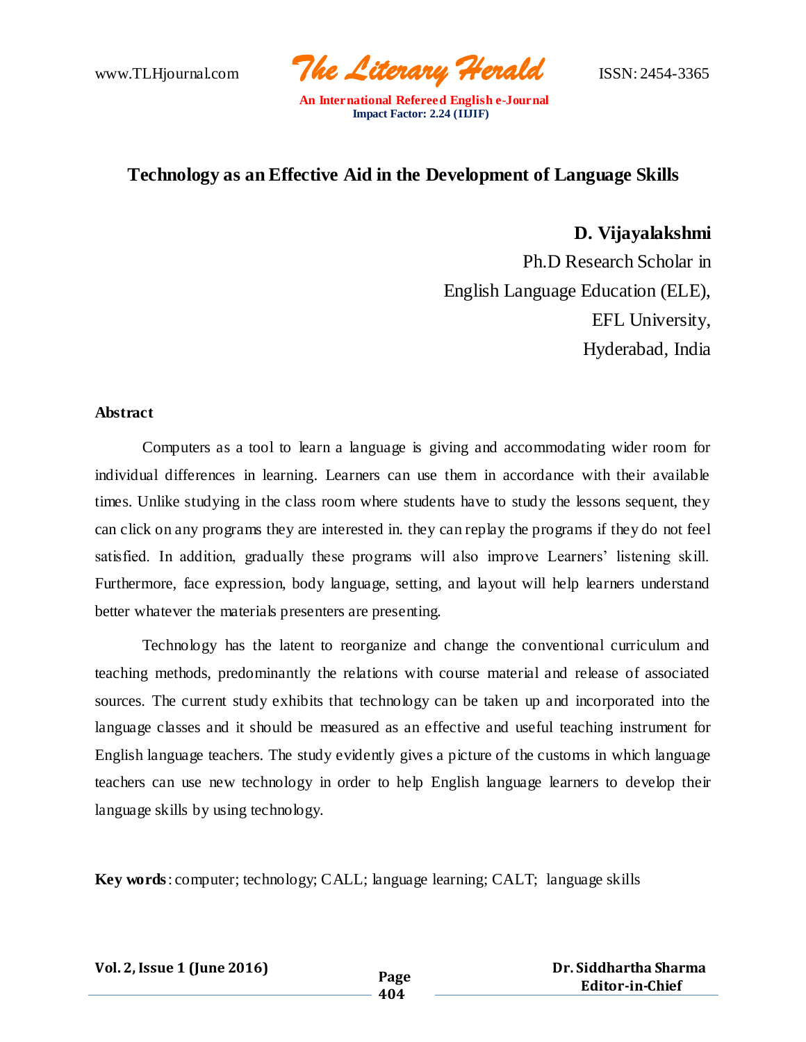# Technology as an Effective Aid in the Development of Language Skills

**D. Vijayalakshmi**
Ph.D Research Scholar in
English Language Education (ELE),
EFL University,
Hyderabad, India

## Abstract

Computers as a tool to learn a language is giving and accommodating wider room for individual differences in learning. Learners can use them in accordance with their available times. Unlike studying in the class room where students have to study the lessons sequent, they can click on any programs they are interested in. they can replay the programs if they do not feel satisfied. In addition, gradually these programs will also improve Learners' listening skill. Furthermore, face expression, body language, setting, and layout will help learners understand better whatever the materials presenters are presenting.

Technology has the latent to reorganize and change the conventional curriculum and teaching methods, predominantly the relations with course material and release of associated sources. The current study exhibits that technology can be taken up and incorporated into the language classes and it should be measured as an effective and useful teaching instrument for English language teachers. The study evidently gives a picture of the customs in which language teachers can use new technology in order to help English language learners to develop their language skills by using technology.

**Key words**: computer; technology; CALL; language learning; CALT; language skills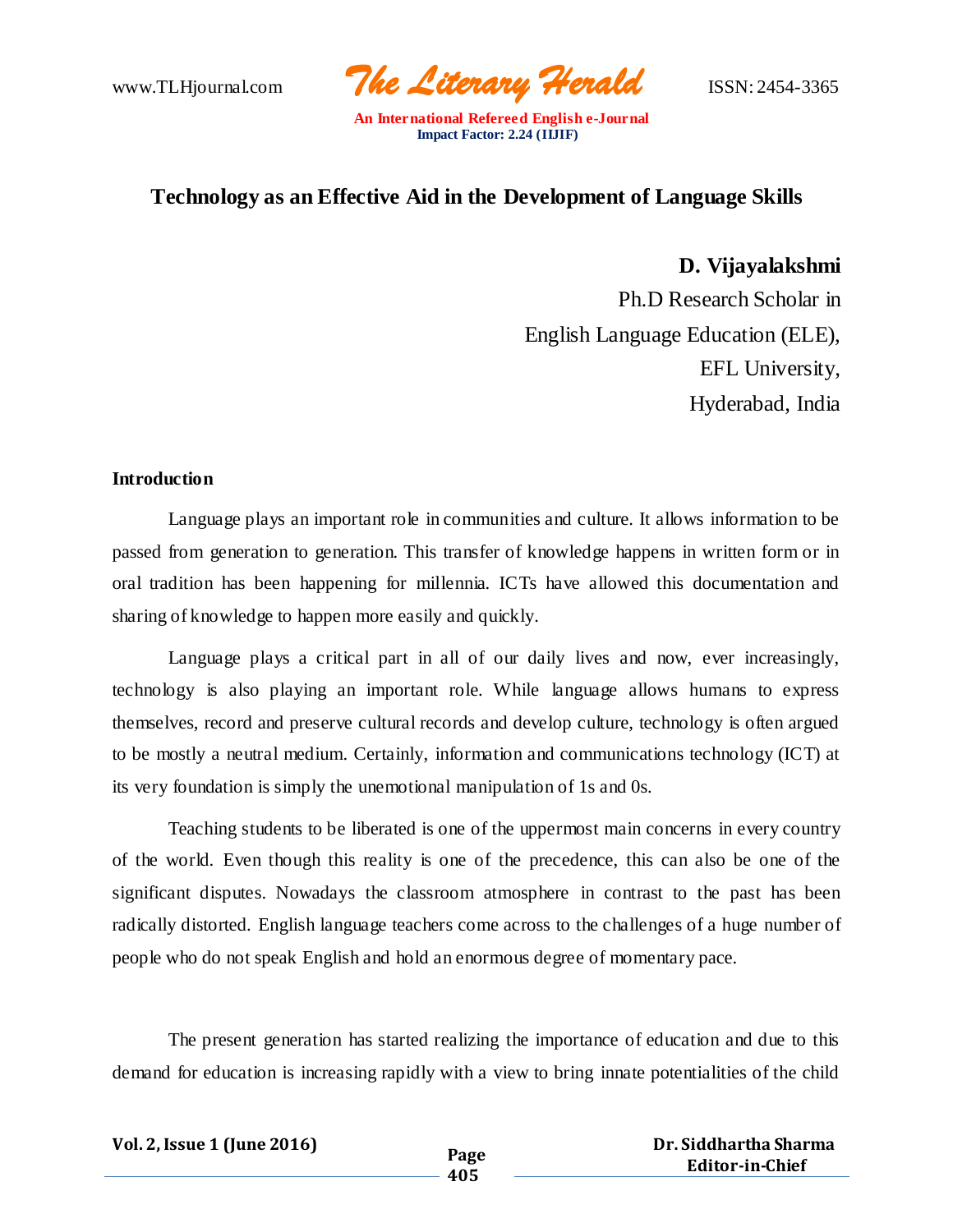# Technology as an Effective Aid in the Development of Language Skills

**D. Vijayalakshmi**
Ph.D Research Scholar in
English Language Education (ELE),
EFL University,
Hyderabad, India

## Introduction

Language plays an important role in communities and culture. It allows information to be passed from generation to generation. This transfer of knowledge happens in written form or in oral tradition has been happening for millennia. ICTs have allowed this documentation and sharing of knowledge to happen more easily and quickly.

Language plays a critical part in all of our daily lives and now, ever increasingly, technology is also playing an important role. While language allows humans to express themselves, record and preserve cultural records and develop culture, technology is often argued to be mostly a neutral medium. Certainly, information and communications technology (ICT) at its very foundation is simply the unemotional manipulation of 1s and 0s.

Teaching students to be liberated is one of the uppermost main concerns in every country of the world. Even though this reality is one of the precedence, this can also be one of the significant disputes. Nowadays the classroom atmosphere in contrast to the past has been radically distorted. English language teachers come across to the challenges of a huge number of people who do not speak English and hold an enormous degree of momentary pace.

The present generation has started realizing the importance of education and due to this demand for education is increasing rapidly with a view to bring innate potentialities of the child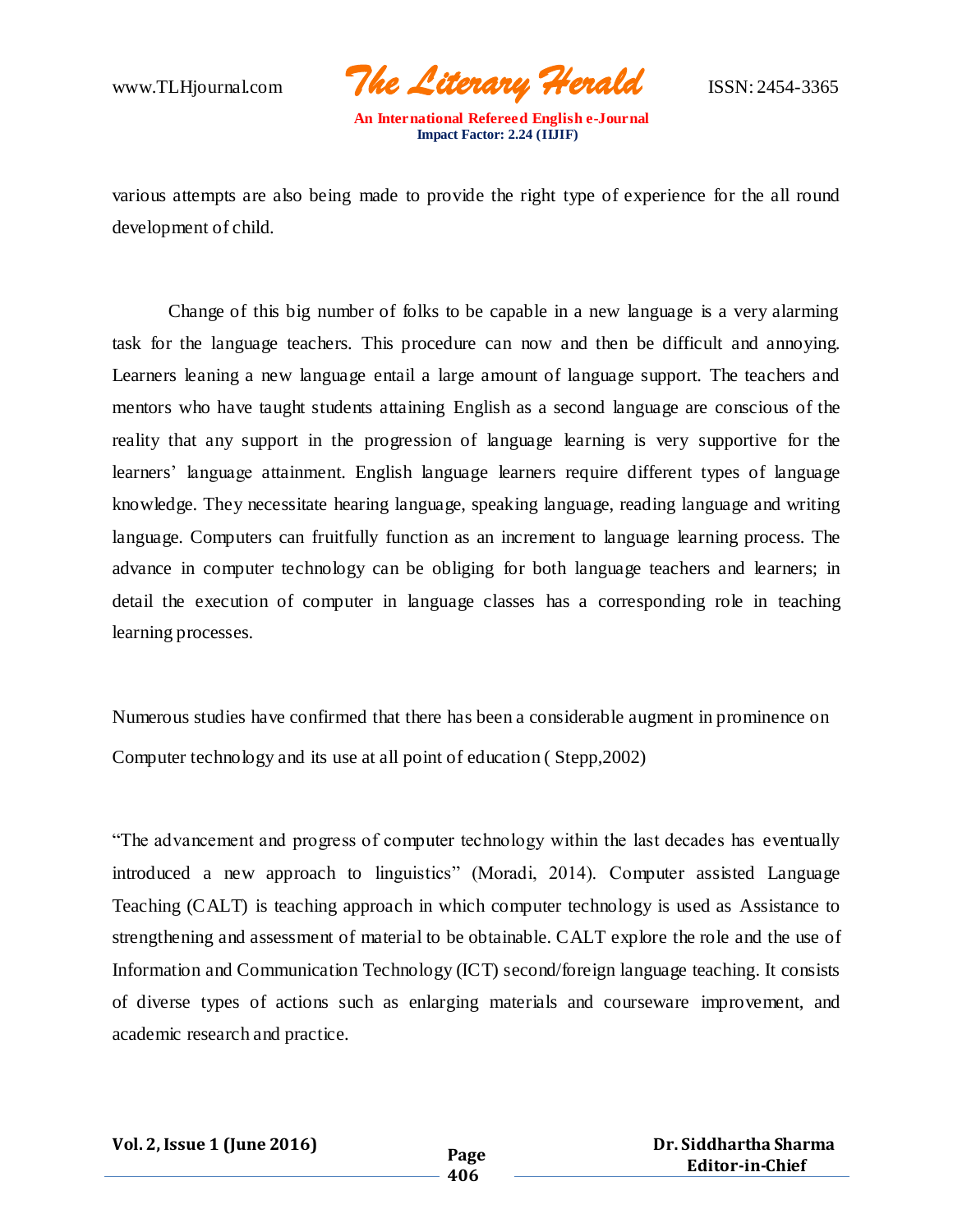various attempts are also being made to provide the right type of experience for the all round development of child.

Change of this big number of folks to be capable in a new language is a very alarming task for the language teachers. This procedure can now and then be difficult and annoying. Learners leaning a new language entail a large amount of language support. The teachers and mentors who have taught students attaining English as a second language are conscious of the reality that any support in the progression of language learning is very supportive for the learners' language attainment. English language learners require different types of language knowledge. They necessitate hearing language, speaking language, reading language and writing language. Computers can fruitfully function as an increment to language learning process. The advance in computer technology can be obliging for both language teachers and learners; in detail the execution of computer in language classes has a corresponding role in teaching learning processes.

Numerous studies have confirmed that there has been a considerable augment in prominence on Computer technology and its use at all point of education ( Stepp,2002)

"The advancement and progress of computer technology within the last decades has eventually introduced a new approach to linguistics" (Moradi, 2014). Computer assisted Language Teaching (CALT) is teaching approach in which computer technology is used as Assistance to strengthening and assessment of material to be obtainable. CALT explore the role and the use of Information and Communication Technology (ICT) second/foreign language teaching. It consists of diverse types of actions such as enlarging materials and courseware improvement, and academic research and practice.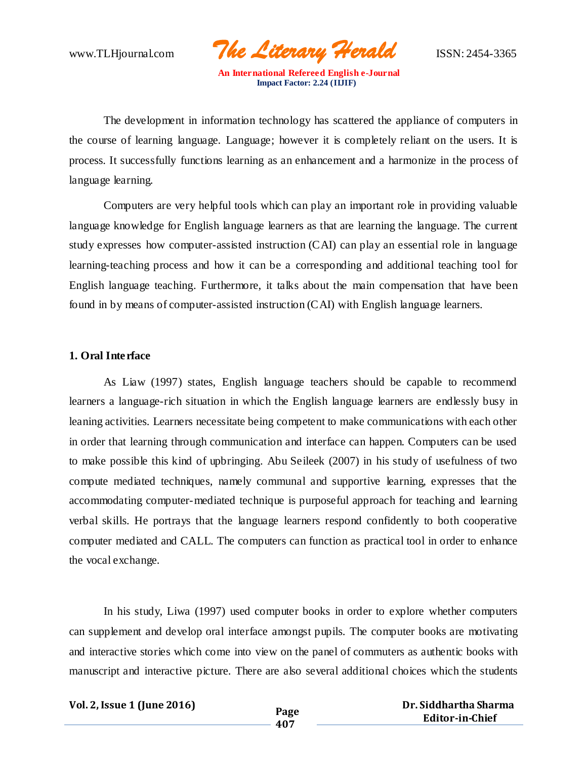The development in information technology has scattered the appliance of computers in the course of learning language. Language; however it is completely reliant on the users. It is process. It successfully functions learning as an enhancement and a harmonize in the process of language learning.

Computers are very helpful tools which can play an important role in providing valuable language knowledge for English language learners as that are learning the language. The current study expresses how computer-assisted instruction (CAI) can play an essential role in language learning-teaching process and how it can be a corresponding and additional teaching tool for English language teaching. Furthermore, it talks about the main compensation that have been found in by means of computer-assisted instruction (CAI) with English language learners.

**1. Oral Interface**

As Liaw (1997) states, English language teachers should be capable to recommend learners a language-rich situation in which the English language learners are endlessly busy in leaning activities. Learners necessitate being competent to make communications with each other in order that learning through communication and interface can happen. Computers can be used to make possible this kind of upbringing. Abu Seileek (2007) in his study of usefulness of two compute mediated techniques, namely communal and supportive learning, expresses that the accommodating computer-mediated technique is purposeful approach for teaching and learning verbal skills. He portrays that the language learners respond confidently to both cooperative computer mediated and CALL. The computers can function as practical tool in order to enhance the vocal exchange.

In his study, Liwa (1997) used computer books in order to explore whether computers can supplement and develop oral interface amongst pupils. The computer books are motivating and interactive stories which come into view on the panel of commuters as authentic books with manuscript and interactive picture. There are also several additional choices which the students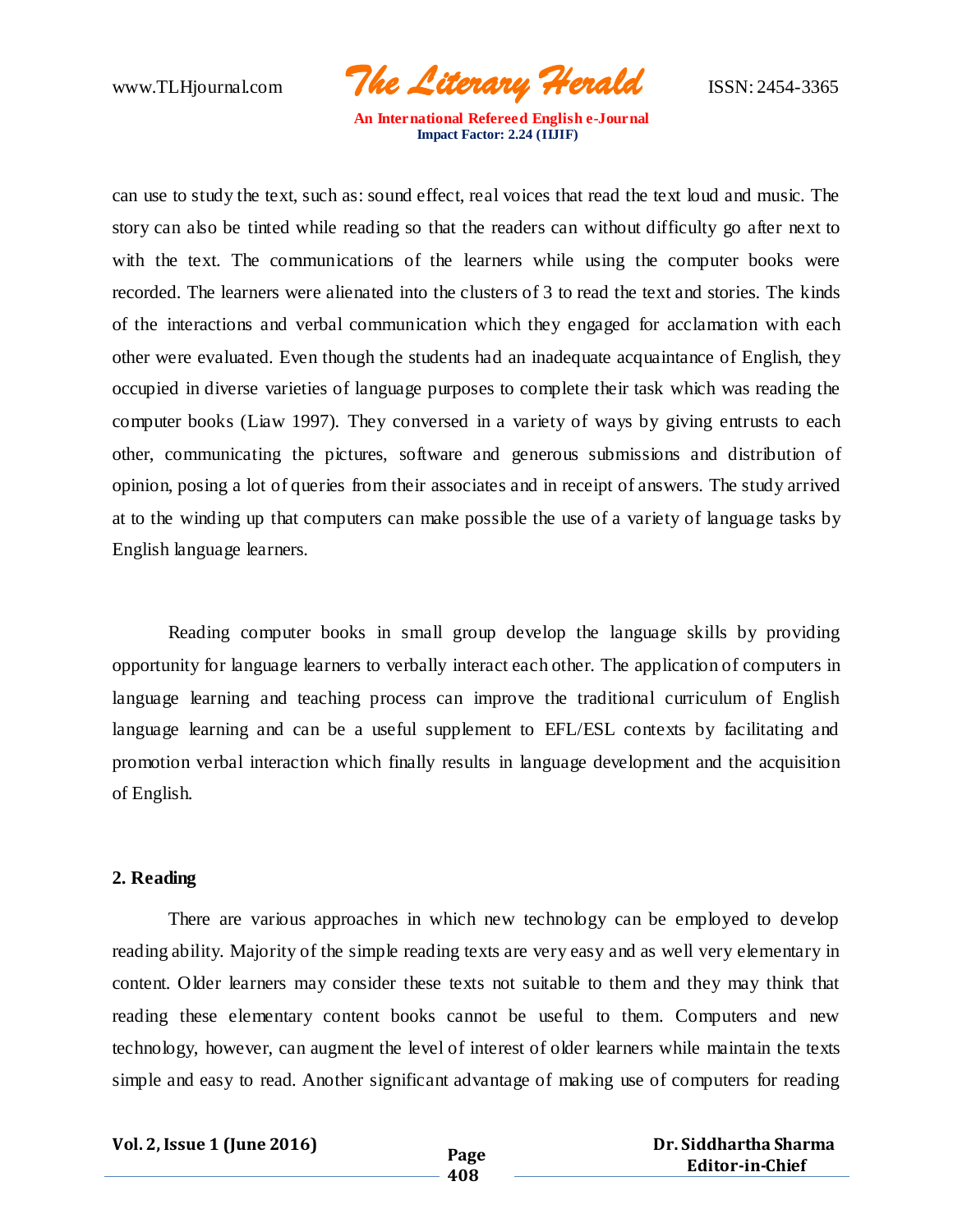can use to study the text, such as: sound effect, real voices that read the text loud and music. The story can also be tinted while reading so that the readers can without difficulty go after next to with the text. The communications of the learners while using the computer books were recorded. The learners were alienated into the clusters of 3 to read the text and stories. The kinds of the interactions and verbal communication which they engaged for acclamation with each other were evaluated. Even though the students had an inadequate acquaintance of English, they occupied in diverse varieties of language purposes to complete their task which was reading the computer books (Liaw 1997). They conversed in a variety of ways by giving entrusts to each other, communicating the pictures, software and generous submissions and distribution of opinion, posing a lot of queries from their associates and in receipt of answers. The study arrived at to the winding up that computers can make possible the use of a variety of language tasks by English language learners.

Reading computer books in small group develop the language skills by providing opportunity for language learners to verbally interact each other. The application of computers in language learning and teaching process can improve the traditional curriculum of English language learning and can be a useful supplement to EFL/ESL contexts by facilitating and promotion verbal interaction which finally results in language development and the acquisition of English.

## 2. Reading

There are various approaches in which new technology can be employed to develop reading ability. Majority of the simple reading texts are very easy and as well very elementary in content. Older learners may consider these texts not suitable to them and they may think that reading these elementary content books cannot be useful to them. Computers and new technology, however, can augment the level of interest of older learners while maintain the texts simple and easy to read. Another significant advantage of making use of computers for reading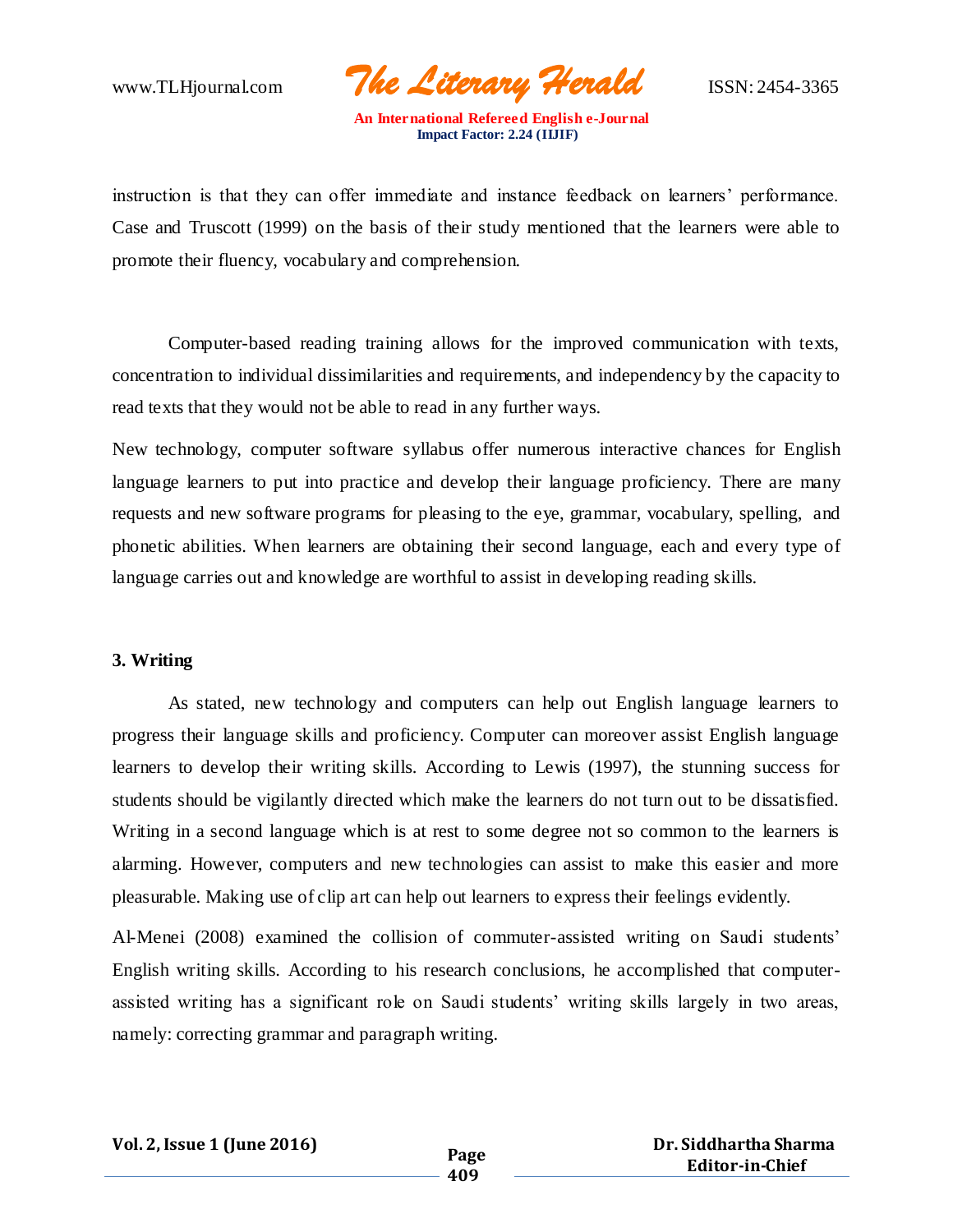instruction is that they can offer immediate and instance feedback on learners' performance. Case and Truscott (1999) on the basis of their study mentioned that the learners were able to promote their fluency, vocabulary and comprehension.

Computer-based reading training allows for the improved communication with texts, concentration to individual dissimilarities and requirements, and independency by the capacity to read texts that they would not be able to read in any further ways.

New technology, computer software syllabus offer numerous interactive chances for English language learners to put into practice and develop their language proficiency. There are many requests and new software programs for pleasing to the eye, grammar, vocabulary, spelling, and phonetic abilities. When learners are obtaining their second language, each and every type of language carries out and knowledge are worthful to assist in developing reading skills.

**3. Writing**

As stated, new technology and computers can help out English language learners to progress their language skills and proficiency. Computer can moreover assist English language learners to develop their writing skills. According to Lewis (1997), the stunning success for students should be vigilantly directed which make the learners do not turn out to be dissatisfied. Writing in a second language which is at rest to some degree not so common to the learners is alarming. However, computers and new technologies can assist to make this easier and more pleasurable. Making use of clip art can help out learners to express their feelings evidently.

Al-Menei (2008) examined the collision of commuter-assisted writing on Saudi students' English writing skills. According to his research conclusions, he accomplished that computer-assisted writing has a significant role on Saudi students' writing skills largely in two areas, namely: correcting grammar and paragraph writing.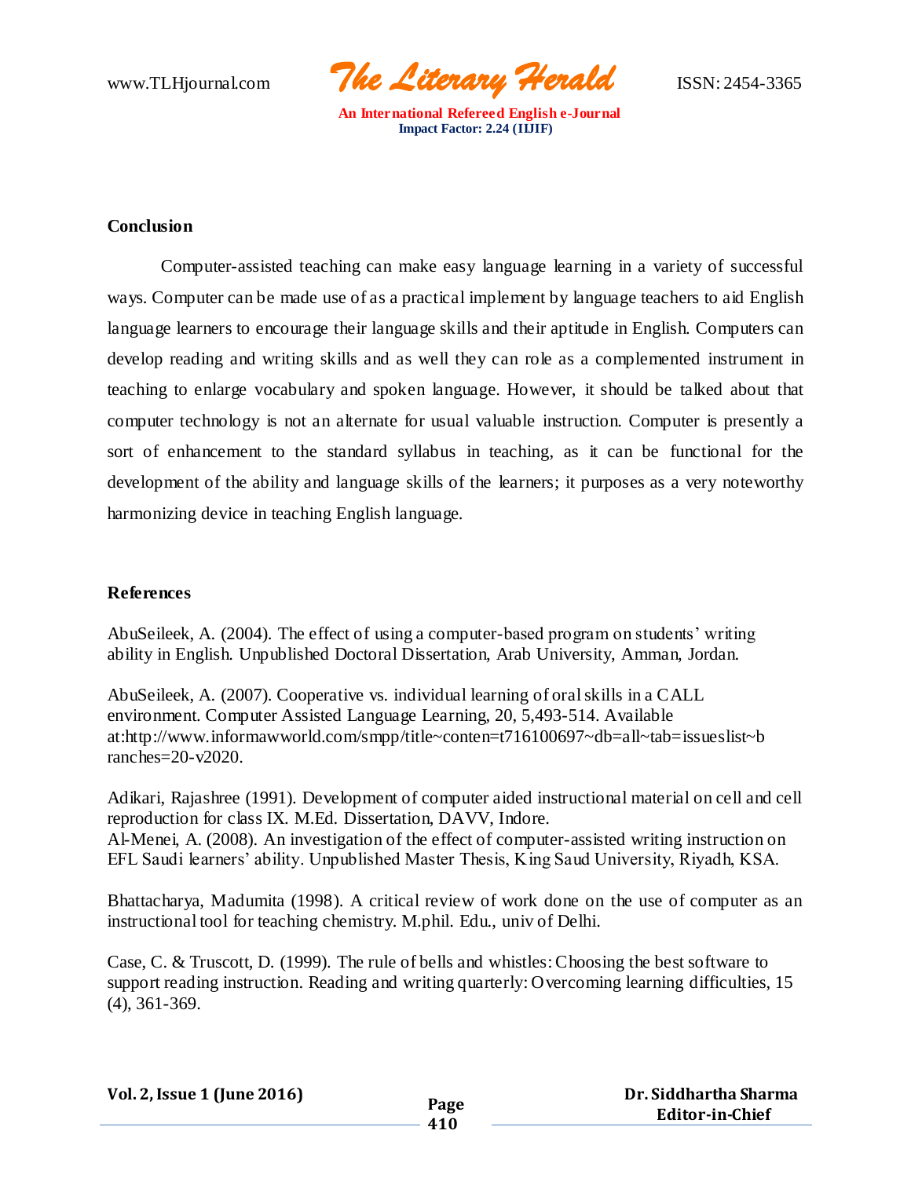## Conclusion

Computer-assisted teaching can make easy language learning in a variety of successful ways. Computer can be made use of as a practical implement by language teachers to aid English language learners to encourage their language skills and their aptitude in English. Computers can develop reading and writing skills and as well they can role as a complemented instrument in teaching to enlarge vocabulary and spoken language. However, it should be talked about that computer technology is not an alternate for usual valuable instruction. Computer is presently a sort of enhancement to the standard syllabus in teaching, as it can be functional for the development of the ability and language skills of the learners; it purposes as a very noteworthy harmonizing device in teaching English language.

## References

AbuSeileek, A. (2004). The effect of using a computer-based program on students' writing ability in English. Unpublished Doctoral Dissertation, Arab University, Amman, Jordan.

AbuSeileek, A. (2007). Cooperative vs. individual learning of oral skills in a CALL environment. Computer Assisted Language Learning, 20, 5,493-514. Available at:http://www.informawworld.com/smpp/title~conten=t716100697~db=all~tab=issueslist~branches=20-v2020.

Adikari, Rajashree (1991). Development of computer aided instructional material on cell and cell reproduction for class IX. M.Ed. Dissertation, DAVV, Indore.
Al-Menei, A. (2008). An investigation of the effect of computer-assisted writing instruction on EFL Saudi learners' ability. Unpublished Master Thesis, King Saud University, Riyadh, KSA.

Bhattacharya, Madumita (1998). A critical review of work done on the use of computer as an instructional tool for teaching chemistry. M.phil. Edu., univ of Delhi.

Case, C. & Truscott, D. (1999). The rule of bells and whistles: Choosing the best software to support reading instruction. Reading and writing quarterly: Overcoming learning difficulties, 15 (4), 361-369.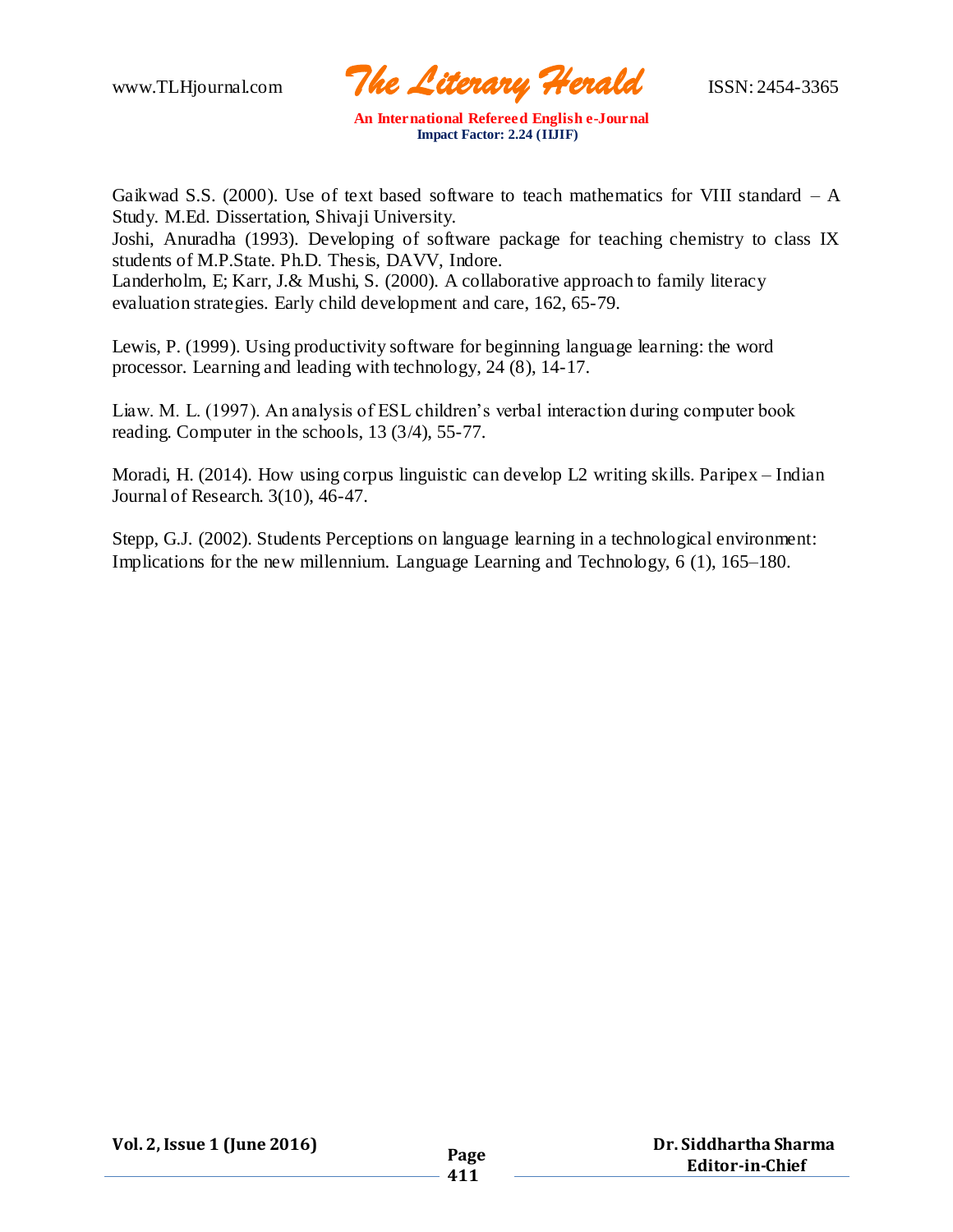Gaikwad S.S. (2000). Use of text based software to teach mathematics for VIII standard – A Study. M.Ed. Dissertation, Shivaji University.

Joshi, Anuradha (1993). Developing of software package for teaching chemistry to class IX students of M.P.State. Ph.D. Thesis, DAVV, Indore.

Landerholm, E; Karr, J.& Mushi, S. (2000). A collaborative approach to family literacy evaluation strategies. Early child development and care, 162, 65-79.

Lewis, P. (1999). Using productivity software for beginning language learning: the word processor. Learning and leading with technology, 24 (8), 14-17.

Liaw. M. L. (1997). An analysis of ESL children's verbal interaction during computer book reading. Computer in the schools, 13 (3/4), 55-77.

Moradi, H. (2014). How using corpus linguistic can develop L2 writing skills. Paripex – Indian Journal of Research. 3(10), 46-47.

Stepp, G.J. (2002). Students Perceptions on language learning in a technological environment: Implications for the new millennium. Language Learning and Technology, 6 (1), 165–180.